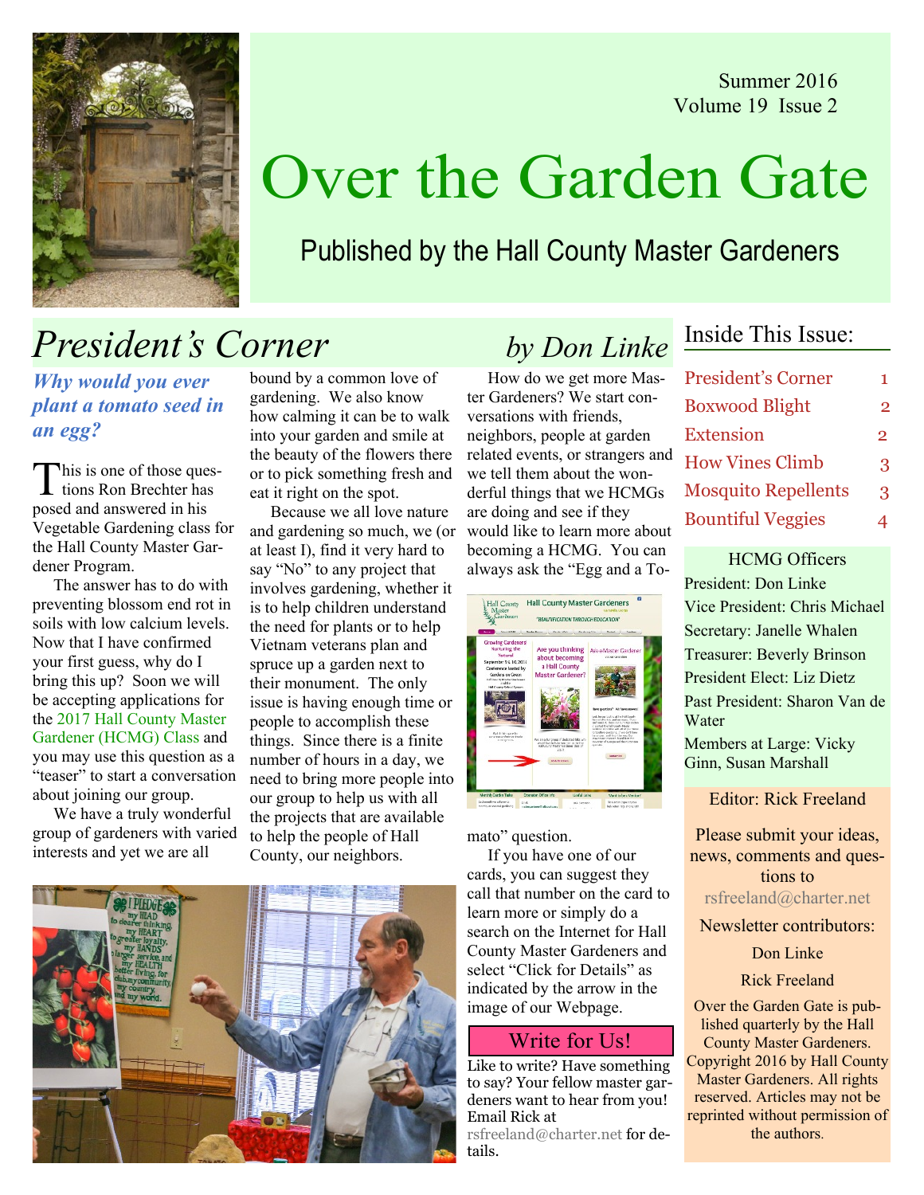Summer 2016
Volume 19 Issue 2

# Over the Garden Gate

Published by the Hall County Master Gardeners

## President's Corner *by Don Linke*

### *Why would you ever plant a tomato seed in an egg?*

This is one of those questions Ron Brechter has posed and answered in his Vegetable Gardening class for the Hall County Master Gardener Program.

The answer has to do with preventing blossom end rot in soils with low calcium levels. Now that I have confirmed your first guess, why do I bring this up? Soon we will be accepting applications for the 2017 Hall County Master Gardener (HCMG) Class and you may use this question as a "teaser" to start a conversation about joining our group.

We have a truly wonderful group of gardeners with varied interests and yet we are all bound by a common love of gardening. We also know how calming it can be to walk into your garden and smile at the beauty of the flowers there or to pick something fresh and eat it right on the spot.

Because we all love nature and gardening so much, we (or at least I), find it very hard to say "No" to any project that involves gardening, whether it is to help children understand the need for plants or to help Vietnam veterans plan and spruce up a garden next to their monument. The only issue is having enough time or people to accomplish these things. Since there is a finite number of hours in a day, we need to bring more people into our group to help us with all the projects that are available to help the people of Hall County, our neighbors.

How do we get more Master Gardeners? We start conversations with friends, neighbors, people at garden related events, or strangers and we tell them about the wonderful things that we HCMGs are doing and see if they would like to learn more about becoming a HCMG. You can always ask the "Egg and a Tomato" question.

If you have one of our cards, you can suggest they call that number on the card to learn more or simply do a search on the Internet for Hall County Master Gardeners and select "Click for Details" as indicated by the arrow in the image of our Webpage.

### Write for Us!

Like to write? Have something to say? Your fellow master gardeners want to hear from you! Email Rick at rsfreeland@charter.net for details.

## Inside This Issue:

| | |
|---|---|
| President's Corner | 1 |
| Boxwood Blight | 2 |
| Extension | 2 |
| How Vines Climb | 3 |
| Mosquito Repellents | 3 |
| Bountiful Veggies | 4 |

### HCMG Officers

President: Don Linke
Vice President: Chris Michael
Secretary: Janelle Whalen
Treasurer: Beverly Brinson
President Elect: Liz Dietz
Past President: Sharon Van de Water
Members at Large: Vicky Ginn, Susan Marshall

Editor: Rick Freeland

Please submit your ideas, news, comments and questions to
rsfreeland@charter.net

Newsletter contributors:

Don Linke

Rick Freeland

Over the Garden Gate is published quarterly by the Hall County Master Gardeners. Copyright 2016 by Hall County Master Gardeners. All rights reserved. Articles may not be reprinted without permission of the authors.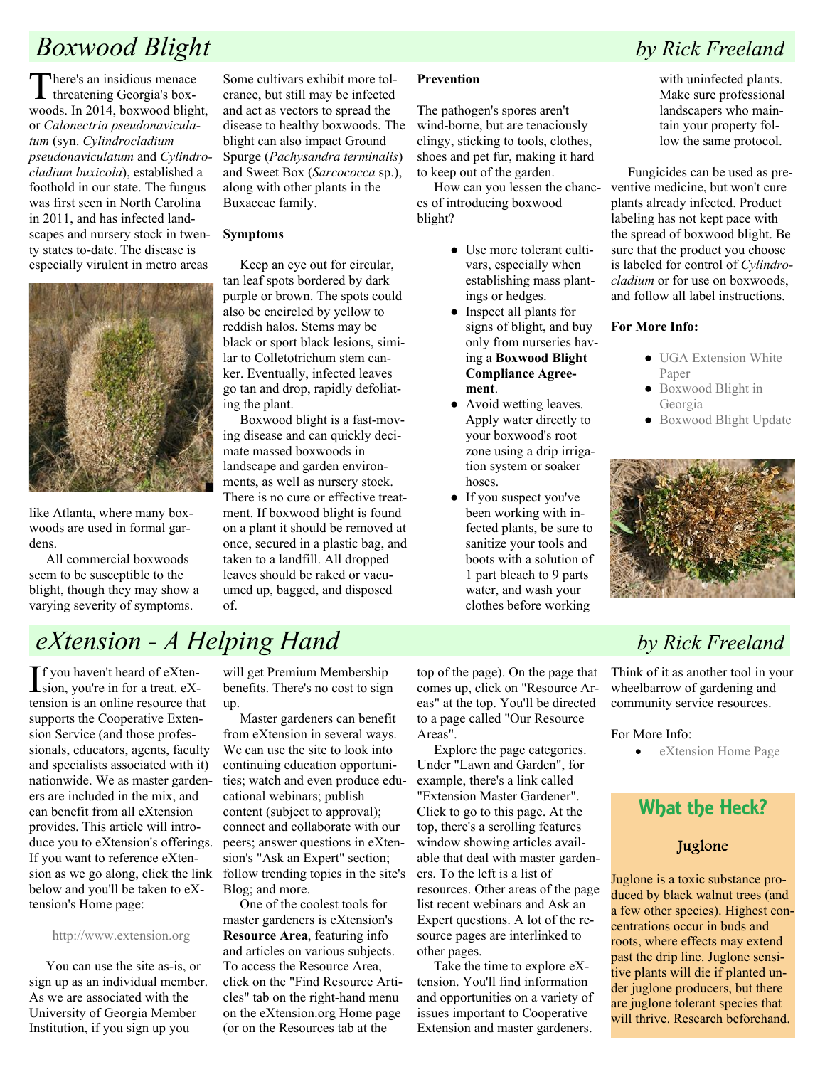# Boxwood Blight

*by Rick Freeland*

There's an insidious menace threatening Georgia's boxwoods. In 2014, boxwood blight, or *Calonectria pseudonaviculatum* (syn. *Cylindrocladium pseudonaviculatum* and *Cylindrocladium buxicola*), established a foothold in our state. The fungus was first seen in North Carolina in 2011, and has infected landscapes and nursery stock in twenty states to-date. The disease is especially virulent in metro areas like Atlanta, where many boxwoods are used in formal gardens.

All commercial boxwoods seem to be susceptible to the blight, though they may show a varying severity of symptoms. Some cultivars exhibit more tolerance, but still may be infected and act as vectors to spread the disease to healthy boxwoods. The blight can also impact Ground Spurge (*Pachysandra terminalis*) and Sweet Box (*Sarcococca* sp.), along with other plants in the Buxaceae family.

**Symptoms**

Keep an eye out for circular, tan leaf spots bordered by dark purple or brown. The spots could also be encircled by yellow to reddish halos. Stems may be black or sport black lesions, similar to Colletotrichum stem canker. Eventually, infected leaves go tan and drop, rapidly defoliating the plant.

Boxwood blight is a fast-moving disease and can quickly decimate massed boxwoods in landscape and garden environments, as well as nursery stock. There is no cure or effective treatment. If boxwood blight is found on a plant it should be removed at once, secured in a plastic bag, and taken to a landfill. All dropped leaves should be raked or vacuumed up, bagged, and disposed of.

**Prevention**

The pathogen's spores aren't wind-borne, but are tenaciously clingy, sticking to tools, clothes, shoes and pet fur, making it hard to keep out of the garden.

How can you lessen the chances of introducing boxwood blight?

- Use more tolerant cultivars, especially when establishing mass plantings or hedges.
- Inspect all plants for signs of blight, and buy only from nurseries having a **Boxwood Blight Compliance Agreement**.
- Avoid wetting leaves. Apply water directly to your boxwood's root zone using a drip irrigation system or soaker hoses.
- If you suspect you've been working with infected plants, be sure to sanitize your tools and boots with a solution of 1 part bleach to 9 parts water, and wash your clothes before working with uninfected plants. Make sure professional landscapers who maintain your property follow the same protocol.

Fungicides can be used as preventive medicine, but won't cure plants already infected. Product labeling has not kept pace with the spread of boxwood blight. Be sure that the product you choose is labeled for control of *Cylindrocladium* or for use on boxwoods, and follow all label instructions.

**For More Info:**

- UGA Extension White Paper
- Boxwood Blight in Georgia
- Boxwood Blight Update

# eXtension - A Helping Hand

*by Rick Freeland*

If you haven't heard of eXtension, you're in for a treat. eXtension is an online resource that supports the Cooperative Extension Service (and those professionals, educators, agents, faculty and specialists associated with it) nationwide. We as master gardeners are included in the mix, and can benefit from all eXtension provides. This article will introduce you to eXtension's offerings. If you want to reference eXtension as we go along, click the link below and you'll be taken to eXtension's Home page:

http://www.extension.org

You can use the site as-is, or sign up as an individual member. As we are associated with the University of Georgia Member Institution, if you sign up you will get Premium Membership benefits. There's no cost to sign up.

Master gardeners can benefit from eXtension in several ways. We can use the site to look into continuing education opportunities; watch and even produce educational webinars; publish content (subject to approval); connect and collaborate with our peers; answer questions in eXtension's "Ask an Expert" section; follow trending topics in the site's Blog; and more.

One of the coolest tools for master gardeners is eXtension's **Resource Area**, featuring info and articles on various subjects. To access the Resource Area, click on the "Find Resource Articles" tab on the right-hand menu on the eXtension.org Home page (or on the Resources tab at the top of the page). On the page that comes up, click on "Resource Areas" at the top. You'll be directed to a page called "Our Resource Areas".

Explore the page categories. Under "Lawn and Garden", for example, there's a link called "Extension Master Gardener". Click to go to this page. At the top, there's a scrolling features window showing articles available that deal with master gardeners. To the left is a list of resources. Other areas of the page list recent webinars and Ask an Expert questions. A lot of the resource pages are interlinked to other pages.

Take the time to explore eXtension. You'll find information and opportunities on a variety of issues important to Cooperative Extension and master gardeners. Think of it as another tool in your wheelbarrow of gardening and community service resources.

For More Info:

- eXtension Home Page

## What the Heck?

### Juglone

Juglone is a toxic substance produced by black walnut trees (and a few other species). Highest concentrations occur in buds and roots, where effects may extend past the drip line. Juglone sensitive plants will die if planted under juglone producers, but there are juglone tolerant species that will thrive. Research beforehand.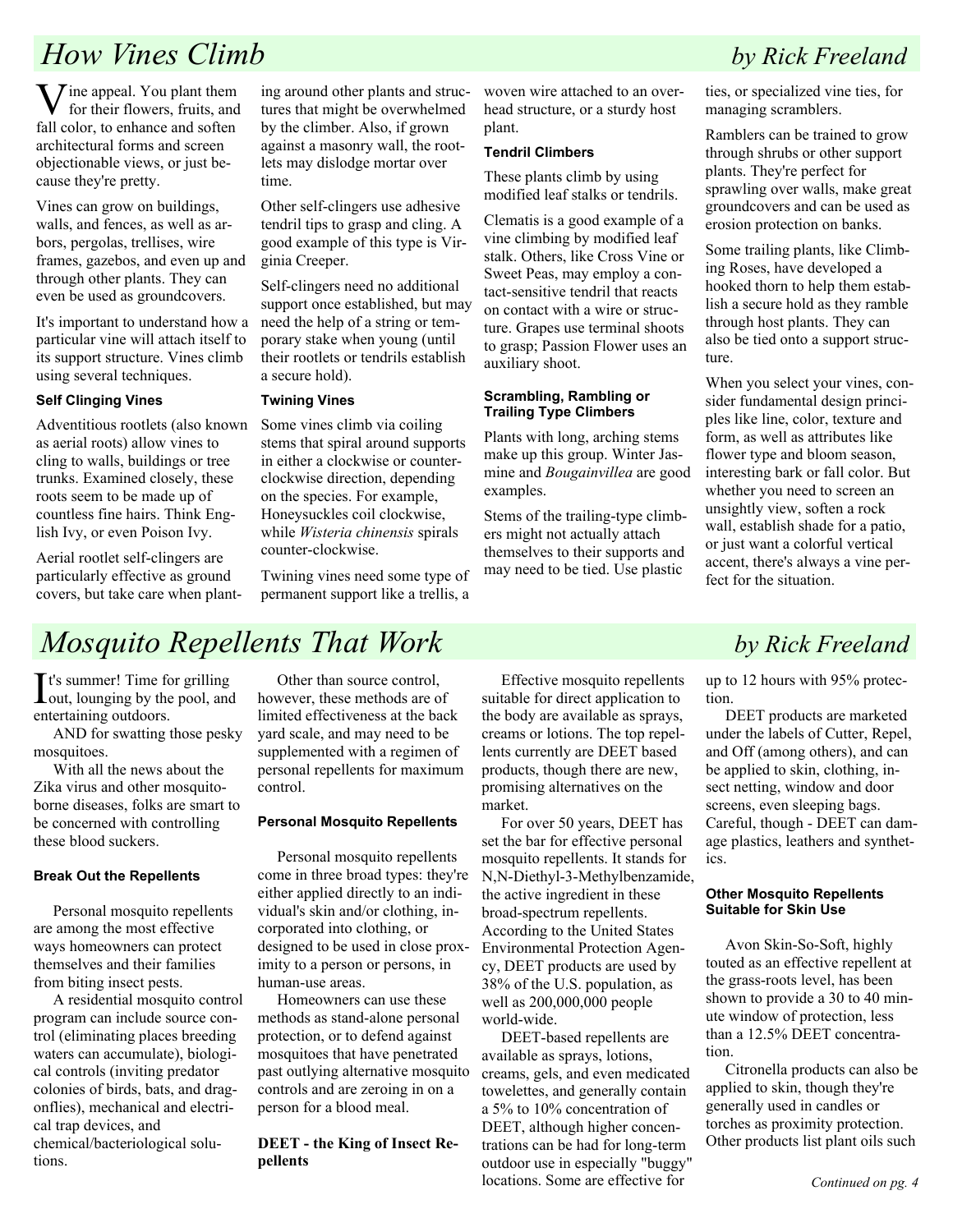# How Vines Climb

*by Rick Freeland*

Vine appeal. You plant them for their flowers, fruits, and fall color, to enhance and soften architectural forms and screen objectionable views, or just because they're pretty.

Vines can grow on buildings, walls, and fences, as well as arbors, pergolas, trellises, wire frames, gazebos, and even up and through other plants. They can even be used as groundcovers.

It's important to understand how a particular vine will attach itself to its support structure. Vines climb using several techniques.

### Self Clinging Vines

Adventitious rootlets (also known as aerial roots) allow vines to cling to walls, buildings or tree trunks. Examined closely, these roots seem to be made up of countless fine hairs. Think English Ivy, or even Poison Ivy.

Aerial rootlet self-clingers are particularly effective as ground covers, but take care when planting around other plants and structures that might be overwhelmed by the climber. Also, if grown against a masonry wall, the rootlets may dislodge mortar over time.

Other self-clingers use adhesive tendril tips to grasp and cling. A good example of this type is Virginia Creeper.

Self-clingers need no additional support once established, but may need the help of a string or temporary stake when young (until their rootlets or tendrils establish a secure hold).

### Twining Vines

Some vines climb via coiling stems that spiral around supports in either a clockwise or counter-clockwise direction, depending on the species. For example, Honeysuckles coil clockwise, while *Wisteria chinensis* spirals counter-clockwise.

Twining vines need some type of permanent support like a trellis, a woven wire attached to an overhead structure, or a sturdy host plant.

### Tendril Climbers

These plants climb by using modified leaf stalks or tendrils.

Clematis is a good example of a vine climbing by modified leaf stalk. Others, like Cross Vine or Sweet Peas, may employ a contact-sensitive tendril that reacts on contact with a wire or structure. Grapes use terminal shoots to grasp; Passion Flower uses an auxiliary shoot.

### Scrambling, Rambling or Trailing Type Climbers

Plants with long, arching stems make up this group. Winter Jasmine and *Bougainvillea* are good examples.

Stems of the trailing-type climbers might not actually attach themselves to their supports and may need to be tied. Use plastic ties, or specialized vine ties, for managing scramblers.

Ramblers can be trained to grow through shrubs or other support plants. They're perfect for sprawling over walls, make great groundcovers and can be used as erosion protection on banks.

Some trailing plants, like Climbing Roses, have developed a hooked thorn to help them establish a secure hold as they ramble through host plants. They can also be tied onto a support structure.

When you select your vines, consider fundamental design principles like line, color, texture and form, as well as attributes like flower type and bloom season, interesting bark or fall color. But whether you need to screen an unsightly view, soften a rock wall, establish shade for a patio, or just want a colorful vertical accent, there's always a vine perfect for the situation.

# Mosquito Repellents That Work

*by Rick Freeland*

It's summer! Time for grilling out, lounging by the pool, and entertaining outdoors.

AND for swatting those pesky mosquitoes.

With all the news about the Zika virus and other mosquito-borne diseases, folks are smart to be concerned with controlling these blood suckers.

### Break Out the Repellents

Personal mosquito repellents are among the most effective ways homeowners can protect themselves and their families from biting insect pests.

A residential mosquito control program can include source control (eliminating places breeding waters can accumulate), biological controls (inviting predator colonies of birds, bats, and dragonflies), mechanical and electrical trap devices, and chemical/bacteriological solutions.

Other than source control, however, these methods are of limited effectiveness at the back yard scale, and may need to be supplemented with a regimen of personal repellents for maximum control.

### Personal Mosquito Repellents

Personal mosquito repellents come in three broad types: they're either applied directly to an individual's skin and/or clothing, incorporated into clothing, or designed to be used in close proximity to a person or persons, in human-use areas.

Homeowners can use these methods as stand-alone personal protection, or to defend against mosquitoes that have penetrated past outlying alternative mosquito controls and are zeroing in on a person for a blood meal.

### DEET - the King of Insect Repellents

Effective mosquito repellents suitable for direct application to the body are available as sprays, creams or lotions. The top repellents currently are DEET based products, though there are new, promising alternatives on the market.

For over 50 years, DEET has set the bar for effective personal mosquito repellents. It stands for N,N-Diethyl-3-Methylbenzamide, the active ingredient in these broad-spectrum repellents. According to the United States Environmental Protection Agency, DEET products are used by 38% of the U.S. population, as well as 200,000,000 people world-wide.

DEET-based repellents are available as sprays, lotions, creams, gels, and even medicated towelettes, and generally contain a 5% to 10% concentration of DEET, although higher concentrations can be had for long-term outdoor use in especially "buggy" locations. Some are effective for up to 12 hours with 95% protection.

DEET products are marketed under the labels of Cutter, Repel, and Off (among others), and can be applied to skin, clothing, insect netting, window and door screens, even sleeping bags. Careful, though - DEET can damage plastics, leathers and synthetics.

### Other Mosquito Repellents Suitable for Skin Use

Avon Skin-So-Soft, highly touted as an effective repellent at the grass-roots level, has been shown to provide a 30 to 40 minute window of protection, less than a 12.5% DEET concentration.

Citronella products can also be applied to skin, though they're generally used in candles or torches as proximity protection. Other products list plant oils such

*Continued on pg. 4*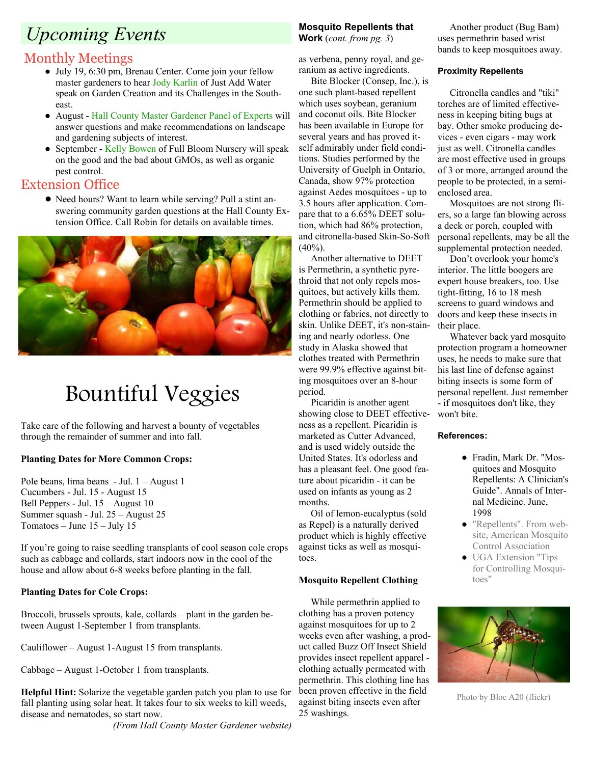# *Upcoming Events*

## Monthly Meetings

- July 19, 6:30 pm, Brenau Center. Come join your fellow master gardeners to hear Jody Karlin of Just Add Water speak on Garden Creation and its Challenges in the Southeast.
- August - Hall County Master Gardener Panel of Experts will answer questions and make recommendations on landscape and gardening subjects of interest.
- September - Kelly Bowen of Full Bloom Nursery will speak on the good and the bad about GMOs, as well as organic pest control.

## Extension Office

- Need hours? Want to learn while serving? Pull a stint answering community garden questions at the Hall County Extension Office. Call Robin for details on available times.

# Bountiful Veggies

Take care of the following and harvest a bounty of vegetables through the remainder of summer and into fall.

**Planting Dates for More Common Crops:**

Pole beans, lima beans - Jul. 1 – August 1
Cucumbers - Jul. 15 - August 15
Bell Peppers - Jul. 15 – August 10
Summer squash - Jul. 25 – August 25
Tomatoes – June 15 – July 15

If you're going to raise seedling transplants of cool season cole crops such as cabbage and collards, start indoors now in the cool of the house and allow about 6-8 weeks before planting in the fall.

**Planting Dates for Cole Crops:**

Broccoli, brussels sprouts, kale, collards – plant in the garden between August 1-September 1 from transplants.

Cauliflower – August 1-August 15 from transplants.

Cabbage – August 1-October 1 from transplants.

**Helpful Hint:** Solarize the vegetable garden patch you plan to use for fall planting using solar heat. It takes four to six weeks to kill weeds, disease and nematodes, so start now.

*(From Hall County Master Gardener website)*

### Mosquito Repellents that Work (*cont. from pg. 3*)

as verbena, penny royal, and geranium as active ingredients.

Bite Blocker (Consep, Inc.), is one such plant-based repellent which uses soybean, geranium and coconut oils. Bite Blocker has been available in Europe for several years and has proved itself admirably under field conditions. Studies performed by the University of Guelph in Ontario, Canada, show 97% protection against Aedes mosquitoes - up to 3.5 hours after application. Compare that to a 6.65% DEET solution, which had 86% protection, and citronella-based Skin-So-Soft (40%).

Another alternative to DEET is Permethrin, a synthetic pyrethroid that not only repels mosquitoes, but actively kills them. Permethrin should be applied to clothing or fabrics, not directly to skin. Unlike DEET, it's non-staining and nearly odorless. One study in Alaska showed that clothes treated with Permethrin were 99.9% effective against biting mosquitoes over an 8-hour period.

Picaridin is another agent showing close to DEET effectiveness as a repellent. Picaridin is marketed as Cutter Advanced, and is used widely outside the United States. It's odorless and has a pleasant feel. One good feature about picaridin - it can be used on infants as young as 2 months.

Oil of lemon-eucalyptus (sold as Repel) is a naturally derived product which is highly effective against ticks as well as mosquitoes.

**Mosquito Repellent Clothing**

While permethrin applied to clothing has a proven potency against mosquitoes for up to 2 weeks even after washing, a product called Buzz Off Insect Shield provides insect repellent apparel - clothing actually permeated with permethrin. This clothing line has been proven effective in the field against biting insects even after 25 washings.

Another product (Bug Bam) uses permethrin based wrist bands to keep mosquitoes away.

**Proximity Repellents**

Citronella candles and "tiki" torches are of limited effectiveness in keeping biting bugs at bay. Other smoke producing devices - even cigars - may work just as well. Citronella candles are most effective used in groups of 3 or more, arranged around the people to be protected, in a semi-enclosed area.

Mosquitoes are not strong fliers, so a large fan blowing across a deck or porch, coupled with personal repellents, may be all the supplemental protection needed.

Don't overlook your home's interior. The little boogers are expert house breakers, too. Use tight-fitting, 16 to 18 mesh screens to guard windows and doors and keep these insects in their place.

Whatever back yard mosquito protection program a homeowner uses, he needs to make sure that his last line of defense against biting insects is some form of personal repellent. Just remember - if mosquitoes don't like, they won't bite.

**References:**

- Fradin, Mark Dr. "Mosquitoes and Mosquito Repellents: A Clinician's Guide". Annals of Internal Medicine. June, 1998
- "Repellents". From website, American Mosquito Control Association
- UGA Extension "Tips for Controlling Mosquitoes"

Photo by Bloc A20 (flickr)